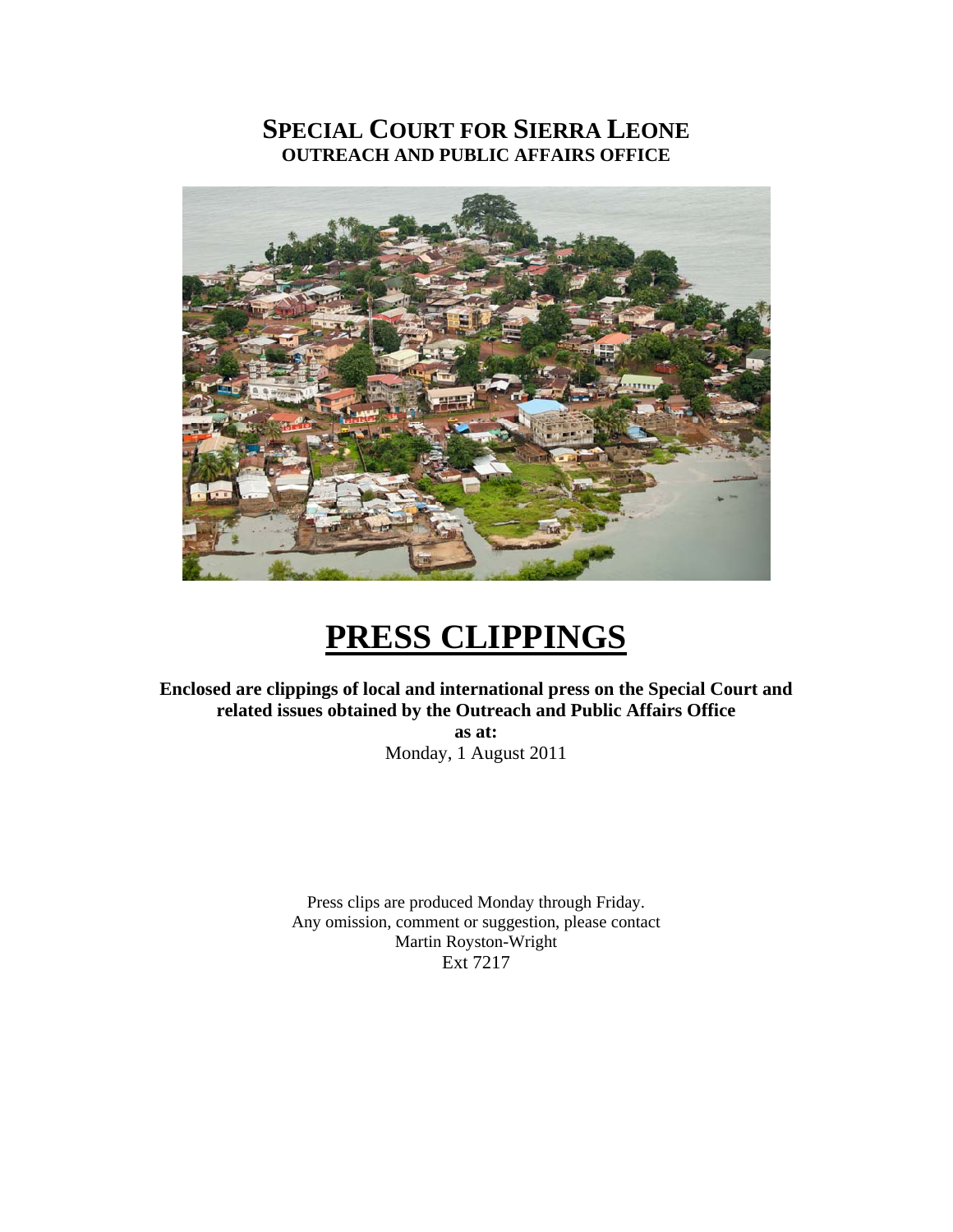# SPECIAL COURT FOR SIERRA LEONE
## OUTREACH AND PUBLIC AFFAIRS OFFICE

# PRESS CLIPPINGS

**Enclosed are clippings of local and international press on the Special Court and related issues obtained by the Outreach and Public Affairs Office**

**as at:**

Monday, 1 August 2011

Press clips are produced Monday through Friday.
Any omission, comment or suggestion, please contact
Martin Royston-Wright
Ext 7217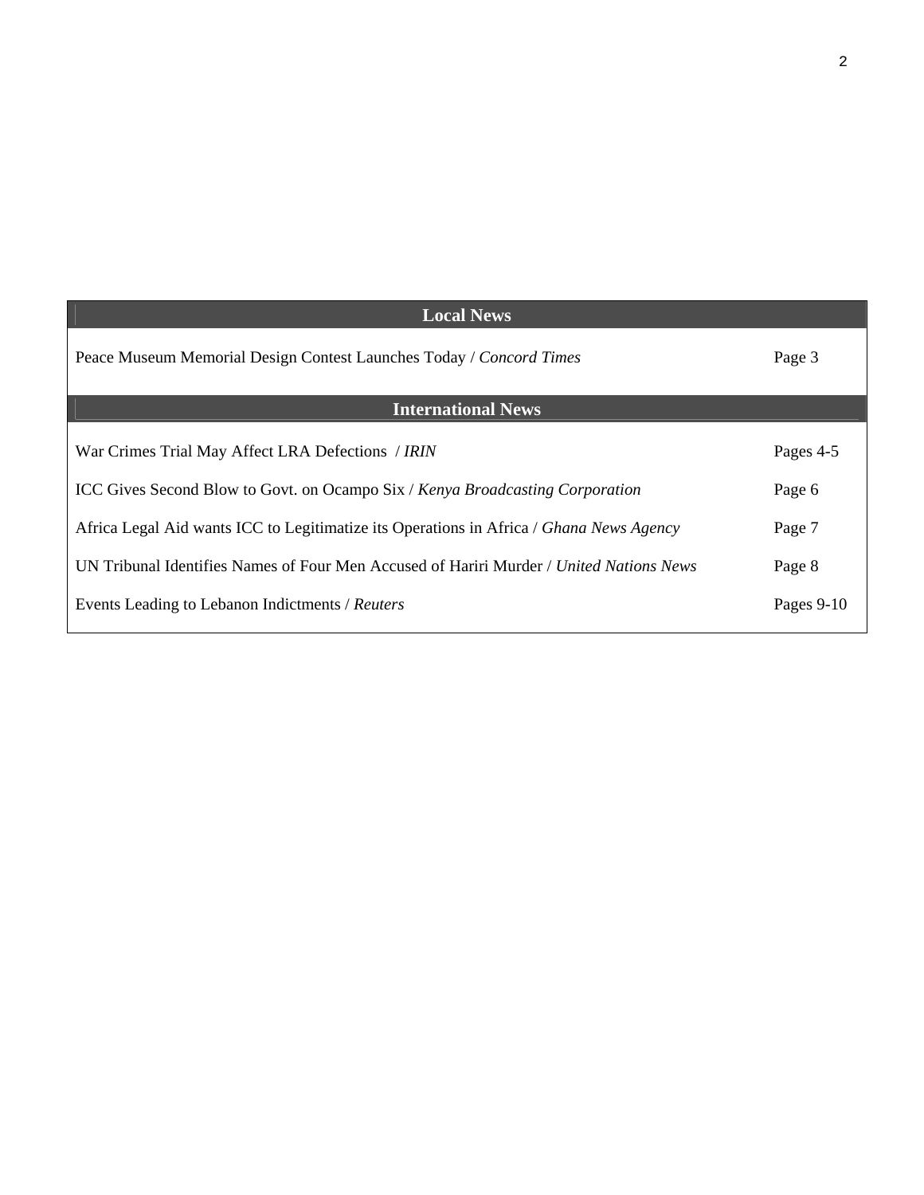| Local News | |
|---|---|
| Peace Museum Memorial Design Contest Launches Today / *Concord Times* | Page 3 |
| **International News** | |
| War Crimes Trial May Affect LRA Defections / *IRIN* | Pages 4-5 |
| ICC Gives Second Blow to Govt. on Ocampo Six / *Kenya Broadcasting Corporation* | Page 6 |
| Africa Legal Aid wants ICC to Legitimatize its Operations in Africa / *Ghana News Agency* | Page 7 |
| UN Tribunal Identifies Names of Four Men Accused of Hariri Murder / *United Nations News* | Page 8 |
| Events Leading to Lebanon Indictments / *Reuters* | Pages 9-10 |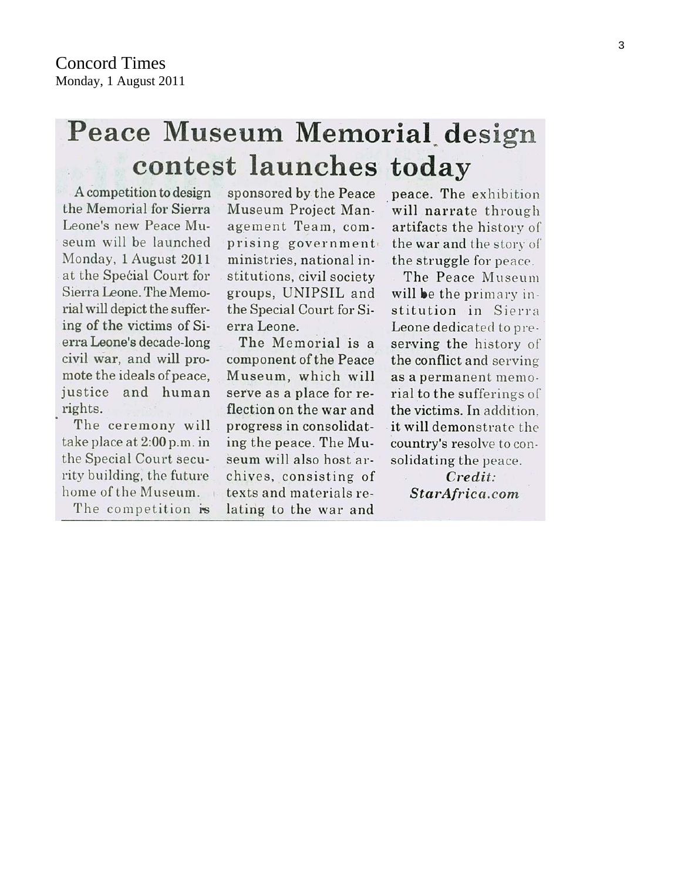Concord Times
Monday, 1 August 2011

# Peace Museum Memorial design contest launches today

A competition to design the Memorial for Sierra Leone's new Peace Museum will be launched Monday, 1 August 2011 at the Special Court for Sierra Leone. The Memorial will depict the suffering of the victims of Sierra Leone's decade-long civil war, and will promote the ideals of peace, justice and human rights.

The ceremony will take place at 2:00 p.m. in the Special Court security building, the future home of the Museum.

The competition is sponsored by the Peace Museum Project Management Team, comprising government ministries, national institutions, civil society groups, UNIPSIL and the Special Court for Sierra Leone.

The Memorial is a component of the Peace Museum, which will serve as a place for reflection on the war and progress in consolidating the peace. The Museum will also host archives, consisting of texts and materials relating to the war and peace. The exhibition will narrate through artifacts the history of the war and the story of the struggle for peace.

The Peace Museum will be the primary institution in Sierra Leone dedicated to preserving the history of the conflict and serving as a permanent memorial to the sufferings of the victims. In addition, it will demonstrate the country's resolve to consolidating the peace.

*Credit: StarAfrica.com*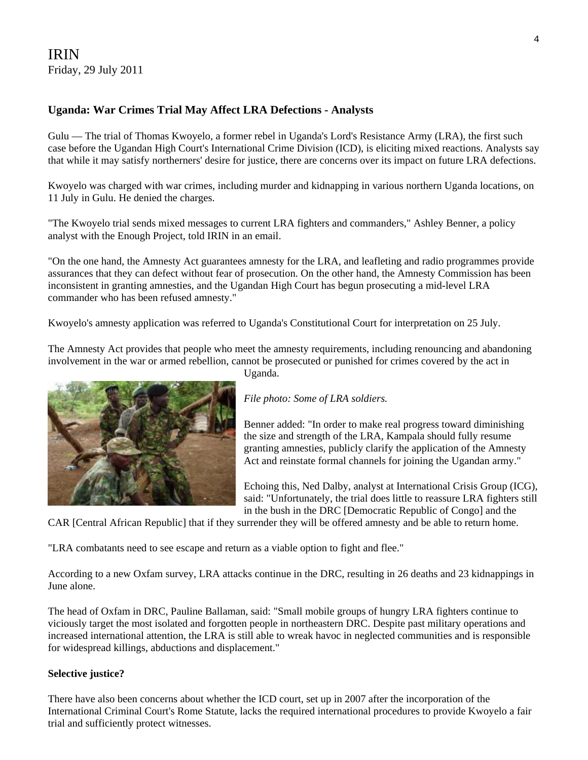IRIN
Friday, 29 July 2011

### Uganda: War Crimes Trial May Affect LRA Defections - Analysts

Gulu — The trial of Thomas Kwoyelo, a former rebel in Uganda's Lord's Resistance Army (LRA), the first such case before the Ugandan High Court's International Crime Division (ICD), is eliciting mixed reactions. Analysts say that while it may satisfy northerners' desire for justice, there are concerns over its impact on future LRA defections.

Kwoyelo was charged with war crimes, including murder and kidnapping in various northern Uganda locations, on 11 July in Gulu. He denied the charges.

"The Kwoyelo trial sends mixed messages to current LRA fighters and commanders," Ashley Benner, a policy analyst with the Enough Project, told IRIN in an email.

"On the one hand, the Amnesty Act guarantees amnesty for the LRA, and leafleting and radio programmes provide assurances that they can defect without fear of prosecution. On the other hand, the Amnesty Commission has been inconsistent in granting amnesties, and the Ugandan High Court has begun prosecuting a mid-level LRA commander who has been refused amnesty."

Kwoyelo's amnesty application was referred to Uganda's Constitutional Court for interpretation on 25 July.

The Amnesty Act provides that people who meet the amnesty requirements, including renouncing and abandoning involvement in the war or armed rebellion, cannot be prosecuted or punished for crimes covered by the act in Uganda.

*File photo: Some of LRA soldiers.*

Benner added: "In order to make real progress toward diminishing the size and strength of the LRA, Kampala should fully resume granting amnesties, publicly clarify the application of the Amnesty Act and reinstate formal channels for joining the Ugandan army."

Echoing this, Ned Dalby, analyst at International Crisis Group (ICG), said: "Unfortunately, the trial does little to reassure LRA fighters still in the bush in the DRC [Democratic Republic of Congo] and the CAR [Central African Republic] that if they surrender they will be offered amnesty and be able to return home.

"LRA combatants need to see escape and return as a viable option to fight and flee."

According to a new Oxfam survey, LRA attacks continue in the DRC, resulting in 26 deaths and 23 kidnappings in June alone.

The head of Oxfam in DRC, Pauline Ballaman, said: "Small mobile groups of hungry LRA fighters continue to viciously target the most isolated and forgotten people in northeastern DRC. Despite past military operations and increased international attention, the LRA is still able to wreak havoc in neglected communities and is responsible for widespread killings, abductions and displacement."

**Selective justice?**

There have also been concerns about whether the ICD court, set up in 2007 after the incorporation of the International Criminal Court's Rome Statute, lacks the required international procedures to provide Kwoyelo a fair trial and sufficiently protect witnesses.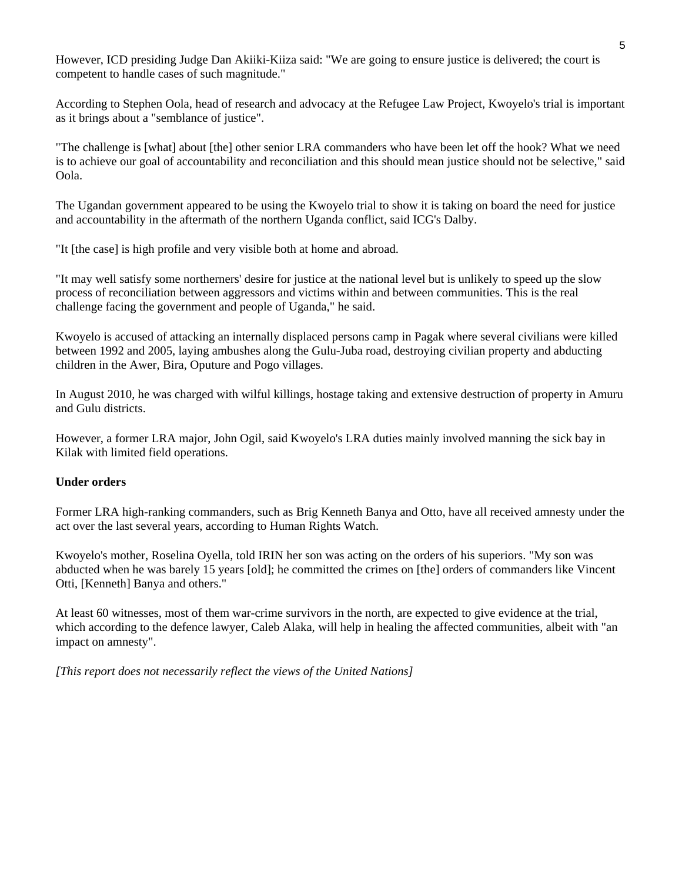However, ICD presiding Judge Dan Akiiki-Kiiza said: "We are going to ensure justice is delivered; the court is competent to handle cases of such magnitude."

According to Stephen Oola, head of research and advocacy at the Refugee Law Project, Kwoyelo's trial is important as it brings about a "semblance of justice".

"The challenge is [what] about [the] other senior LRA commanders who have been let off the hook? What we need is to achieve our goal of accountability and reconciliation and this should mean justice should not be selective," said Oola.

The Ugandan government appeared to be using the Kwoyelo trial to show it is taking on board the need for justice and accountability in the aftermath of the northern Uganda conflict, said ICG's Dalby.

"It [the case] is high profile and very visible both at home and abroad.

"It may well satisfy some northerners' desire for justice at the national level but is unlikely to speed up the slow process of reconciliation between aggressors and victims within and between communities. This is the real challenge facing the government and people of Uganda," he said.

Kwoyelo is accused of attacking an internally displaced persons camp in Pagak where several civilians were killed between 1992 and 2005, laying ambushes along the Gulu-Juba road, destroying civilian property and abducting children in the Awer, Bira, Oputure and Pogo villages.

In August 2010, he was charged with wilful killings, hostage taking and extensive destruction of property in Amuru and Gulu districts.

However, a former LRA major, John Ogil, said Kwoyelo's LRA duties mainly involved manning the sick bay in Kilak with limited field operations.

**Under orders**

Former LRA high-ranking commanders, such as Brig Kenneth Banya and Otto, have all received amnesty under the act over the last several years, according to Human Rights Watch.

Kwoyelo's mother, Roselina Oyella, told IRIN her son was acting on the orders of his superiors. "My son was abducted when he was barely 15 years [old]; he committed the crimes on [the] orders of commanders like Vincent Otti, [Kenneth] Banya and others."

At least 60 witnesses, most of them war-crime survivors in the north, are expected to give evidence at the trial, which according to the defence lawyer, Caleb Alaka, will help in healing the affected communities, albeit with "an impact on amnesty".

*[This report does not necessarily reflect the views of the United Nations]*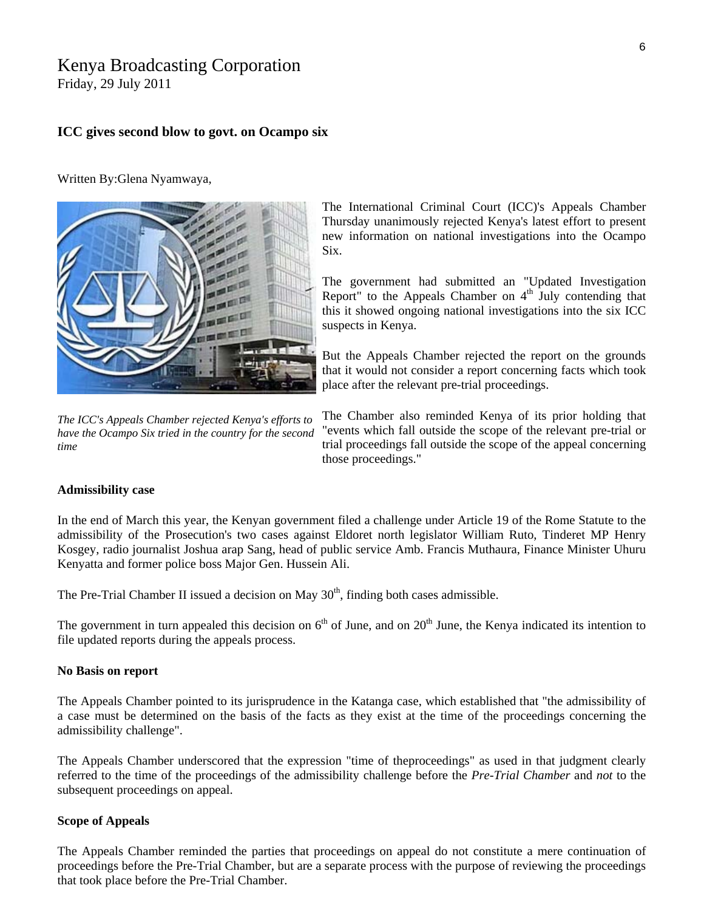# Kenya Broadcasting Corporation

Friday, 29 July 2011

## ICC gives second blow to govt. on Ocampo six

Written By:Glena Nyamwaya,

*The ICC's Appeals Chamber rejected Kenya's efforts to have the Ocampo Six tried in the country for the second time*

The International Criminal Court (ICC)'s Appeals Chamber Thursday unanimously rejected Kenya's latest effort to present new information on national investigations into the Ocampo Six.

The government had submitted an "Updated Investigation Report" to the Appeals Chamber on 4th July contending that this it showed ongoing national investigations into the six ICC suspects in Kenya.

But the Appeals Chamber rejected the report on the grounds that it would not consider a report concerning facts which took place after the relevant pre-trial proceedings.

The Chamber also reminded Kenya of its prior holding that "events which fall outside the scope of the relevant pre-trial or trial proceedings fall outside the scope of the appeal concerning those proceedings."

**Admissibility case**

In the end of March this year, the Kenyan government filed a challenge under Article 19 of the Rome Statute to the admissibility of the Prosecution's two cases against Eldoret north legislator William Ruto, Tinderet MP Henry Kosgey, radio journalist Joshua arap Sang, head of public service Amb. Francis Muthaura, Finance Minister Uhuru Kenyatta and former police boss Major Gen. Hussein Ali.

The Pre-Trial Chamber II issued a decision on May 30th, finding both cases admissible.

The government in turn appealed this decision on 6th of June, and on 20th June, the Kenya indicated its intention to file updated reports during the appeals process.

**No Basis on report**

The Appeals Chamber pointed to its jurisprudence in the Katanga case, which established that "the admissibility of a case must be determined on the basis of the facts as they exist at the time of the proceedings concerning the admissibility challenge".

The Appeals Chamber underscored that the expression "time of theproceedings" as used in that judgment clearly referred to the time of the proceedings of the admissibility challenge before the *Pre-Trial Chamber* and *not* to the subsequent proceedings on appeal.

**Scope of Appeals**

The Appeals Chamber reminded the parties that proceedings on appeal do not constitute a mere continuation of proceedings before the Pre-Trial Chamber, but are a separate process with the purpose of reviewing the proceedings that took place before the Pre-Trial Chamber.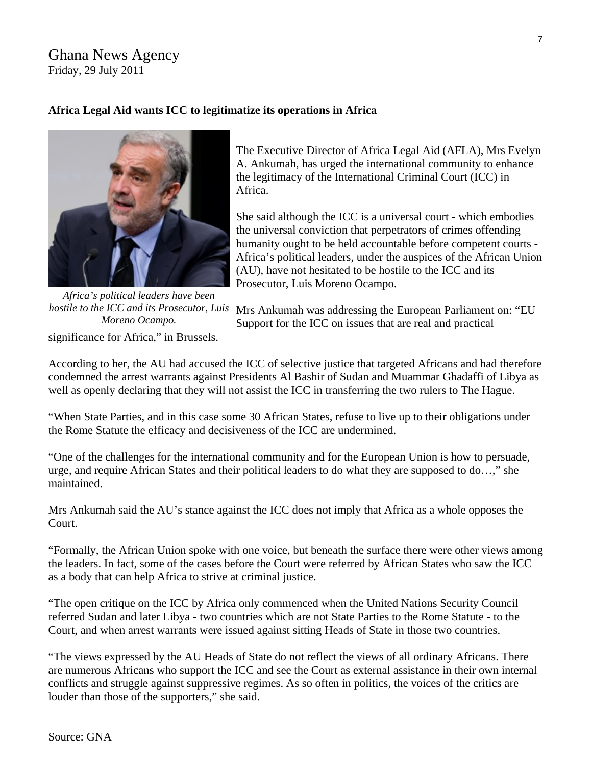Ghana News Agency
Friday, 29 July 2011

**Africa Legal Aid wants ICC to legitimatize its operations in Africa**

*Africa's political leaders have been hostile to the ICC and its Prosecutor, Luis Moreno Ocampo.*

The Executive Director of Africa Legal Aid (AFLA), Mrs Evelyn A. Ankumah, has urged the international community to enhance the legitimacy of the International Criminal Court (ICC) in Africa.

She said although the ICC is a universal court - which embodies the universal conviction that perpetrators of crimes offending humanity ought to be held accountable before competent courts - Africa's political leaders, under the auspices of the African Union (AU), have not hesitated to be hostile to the ICC and its Prosecutor, Luis Moreno Ocampo.

Mrs Ankumah was addressing the European Parliament on: "EU Support for the ICC on issues that are real and practical significance for Africa," in Brussels.

According to her, the AU had accused the ICC of selective justice that targeted Africans and had therefore condemned the arrest warrants against Presidents Al Bashir of Sudan and Muammar Ghadaffi of Libya as well as openly declaring that they will not assist the ICC in transferring the two rulers to The Hague.

"When State Parties, and in this case some 30 African States, refuse to live up to their obligations under the Rome Statute the efficacy and decisiveness of the ICC are undermined.

"One of the challenges for the international community and for the European Union is how to persuade, urge, and require African States and their political leaders to do what they are supposed to do…," she maintained.

Mrs Ankumah said the AU's stance against the ICC does not imply that Africa as a whole opposes the Court.

"Formally, the African Union spoke with one voice, but beneath the surface there were other views among the leaders. In fact, some of the cases before the Court were referred by African States who saw the ICC as a body that can help Africa to strive at criminal justice.

"The open critique on the ICC by Africa only commenced when the United Nations Security Council referred Sudan and later Libya - two countries which are not State Parties to the Rome Statute - to the Court, and when arrest warrants were issued against sitting Heads of State in those two countries.

"The views expressed by the AU Heads of State do not reflect the views of all ordinary Africans. There are numerous Africans who support the ICC and see the Court as external assistance in their own internal conflicts and struggle against suppressive regimes. As so often in politics, the voices of the critics are louder than those of the supporters," she said.

Source: GNA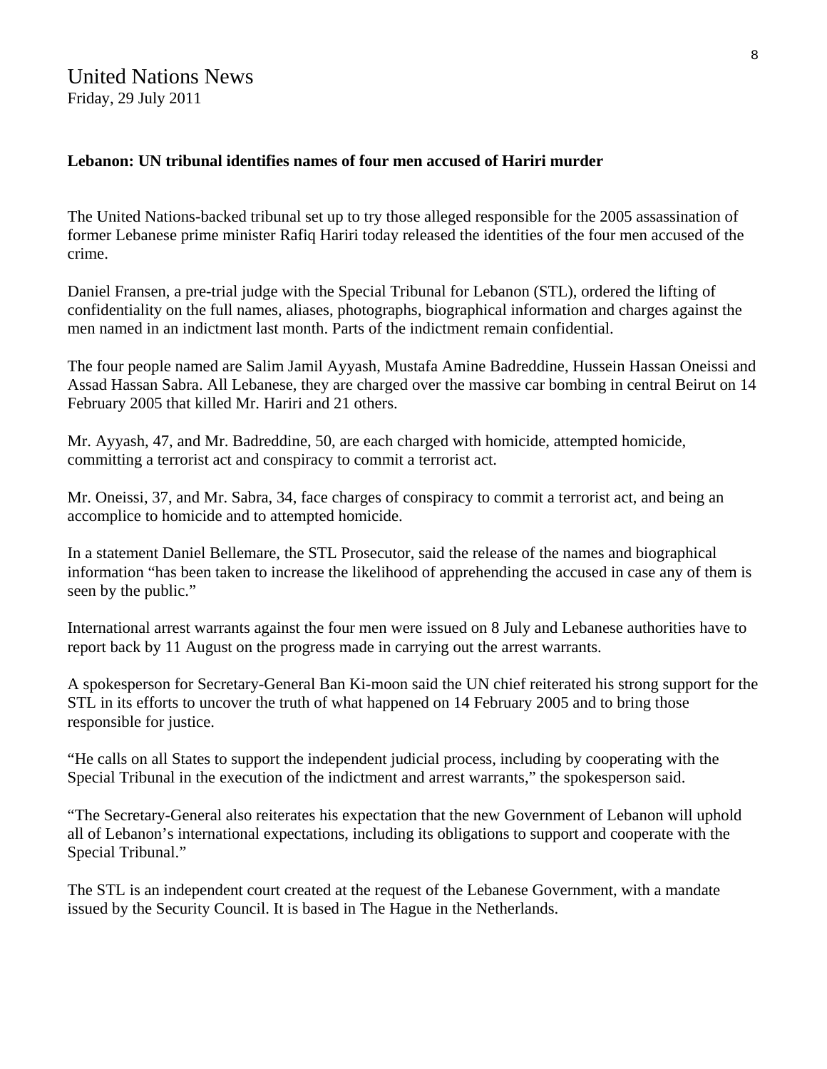United Nations News
Friday, 29 July 2011

**Lebanon: UN tribunal identifies names of four men accused of Hariri murder**

The United Nations-backed tribunal set up to try those alleged responsible for the 2005 assassination of former Lebanese prime minister Rafiq Hariri today released the identities of the four men accused of the crime.

Daniel Fransen, a pre-trial judge with the Special Tribunal for Lebanon (STL), ordered the lifting of confidentiality on the full names, aliases, photographs, biographical information and charges against the men named in an indictment last month. Parts of the indictment remain confidential.

The four people named are Salim Jamil Ayyash, Mustafa Amine Badreddine, Hussein Hassan Oneissi and Assad Hassan Sabra. All Lebanese, they are charged over the massive car bombing in central Beirut on 14 February 2005 that killed Mr. Hariri and 21 others.

Mr. Ayyash, 47, and Mr. Badreddine, 50, are each charged with homicide, attempted homicide, committing a terrorist act and conspiracy to commit a terrorist act.

Mr. Oneissi, 37, and Mr. Sabra, 34, face charges of conspiracy to commit a terrorist act, and being an accomplice to homicide and to attempted homicide.

In a statement Daniel Bellemare, the STL Prosecutor, said the release of the names and biographical information "has been taken to increase the likelihood of apprehending the accused in case any of them is seen by the public."

International arrest warrants against the four men were issued on 8 July and Lebanese authorities have to report back by 11 August on the progress made in carrying out the arrest warrants.

A spokesperson for Secretary-General Ban Ki-moon said the UN chief reiterated his strong support for the STL in its efforts to uncover the truth of what happened on 14 February 2005 and to bring those responsible for justice.

"He calls on all States to support the independent judicial process, including by cooperating with the Special Tribunal in the execution of the indictment and arrest warrants," the spokesperson said.

"The Secretary-General also reiterates his expectation that the new Government of Lebanon will uphold all of Lebanon's international expectations, including its obligations to support and cooperate with the Special Tribunal."

The STL is an independent court created at the request of the Lebanese Government, with a mandate issued by the Security Council. It is based in The Hague in the Netherlands.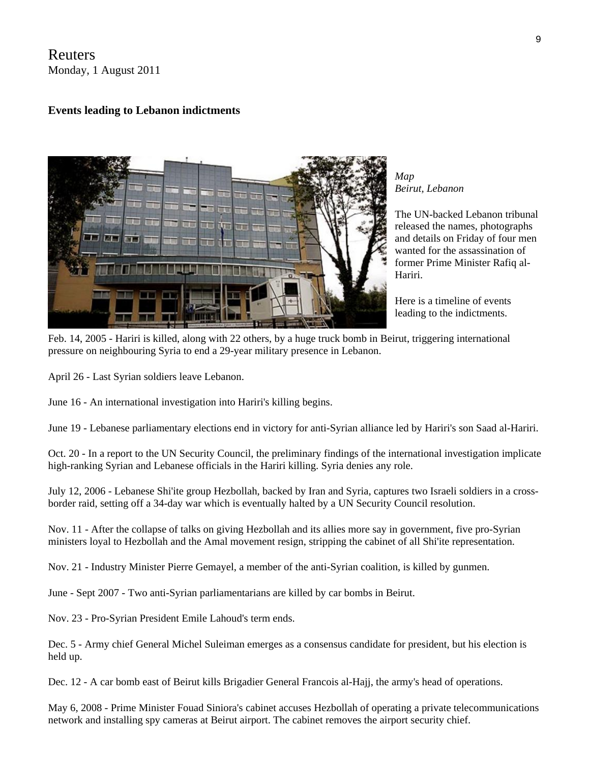Reuters
Monday, 1 August 2011

**Events leading to Lebanon indictments**

*Map*
*Beirut, Lebanon*

The UN-backed Lebanon tribunal released the names, photographs and details on Friday of four men wanted for the assassination of former Prime Minister Rafiq al-Hariri.

Here is a timeline of events leading to the indictments.

Feb. 14, 2005 - Hariri is killed, along with 22 others, by a huge truck bomb in Beirut, triggering international pressure on neighbouring Syria to end a 29-year military presence in Lebanon.

April 26 - Last Syrian soldiers leave Lebanon.

June 16 - An international investigation into Hariri's killing begins.

June 19 - Lebanese parliamentary elections end in victory for anti-Syrian alliance led by Hariri's son Saad al-Hariri.

Oct. 20 - In a report to the UN Security Council, the preliminary findings of the international investigation implicate high-ranking Syrian and Lebanese officials in the Hariri killing. Syria denies any role.

July 12, 2006 - Lebanese Shi'ite group Hezbollah, backed by Iran and Syria, captures two Israeli soldiers in a cross-border raid, setting off a 34-day war which is eventually halted by a UN Security Council resolution.

Nov. 11 - After the collapse of talks on giving Hezbollah and its allies more say in government, five pro-Syrian ministers loyal to Hezbollah and the Amal movement resign, stripping the cabinet of all Shi'ite representation.

Nov. 21 - Industry Minister Pierre Gemayel, a member of the anti-Syrian coalition, is killed by gunmen.

June - Sept 2007 - Two anti-Syrian parliamentarians are killed by car bombs in Beirut.

Nov. 23 - Pro-Syrian President Emile Lahoud's term ends.

Dec. 5 - Army chief General Michel Suleiman emerges as a consensus candidate for president, but his election is held up.

Dec. 12 - A car bomb east of Beirut kills Brigadier General Francois al-Hajj, the army's head of operations.

May 6, 2008 - Prime Minister Fouad Siniora's cabinet accuses Hezbollah of operating a private telecommunications network and installing spy cameras at Beirut airport. The cabinet removes the airport security chief.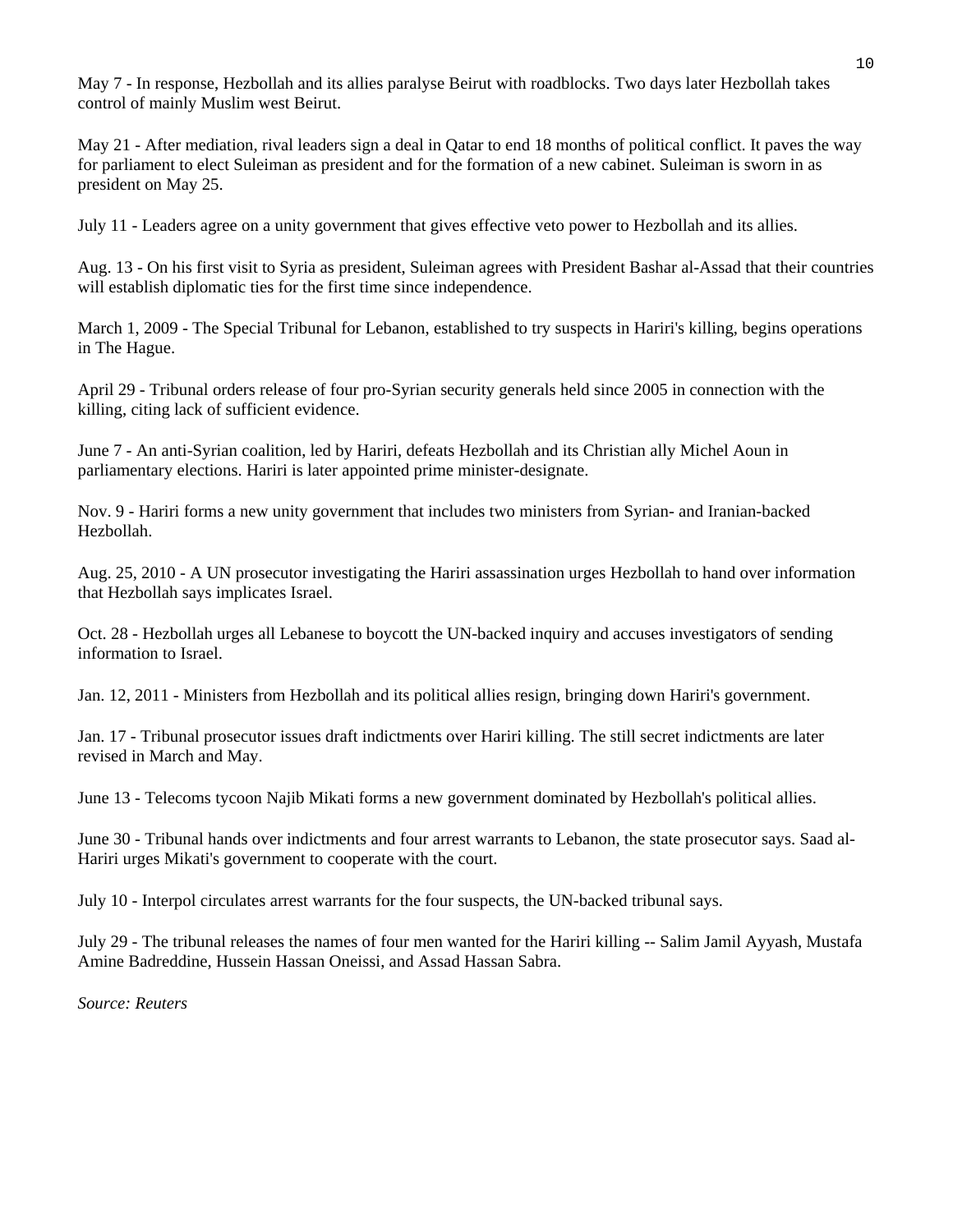May 7 - In response, Hezbollah and its allies paralyse Beirut with roadblocks. Two days later Hezbollah takes control of mainly Muslim west Beirut.

May 21 - After mediation, rival leaders sign a deal in Qatar to end 18 months of political conflict. It paves the way for parliament to elect Suleiman as president and for the formation of a new cabinet. Suleiman is sworn in as president on May 25.

July 11 - Leaders agree on a unity government that gives effective veto power to Hezbollah and its allies.

Aug. 13 - On his first visit to Syria as president, Suleiman agrees with President Bashar al-Assad that their countries will establish diplomatic ties for the first time since independence.

March 1, 2009 - The Special Tribunal for Lebanon, established to try suspects in Hariri's killing, begins operations in The Hague.

April 29 - Tribunal orders release of four pro-Syrian security generals held since 2005 in connection with the killing, citing lack of sufficient evidence.

June 7 - An anti-Syrian coalition, led by Hariri, defeats Hezbollah and its Christian ally Michel Aoun in parliamentary elections. Hariri is later appointed prime minister-designate.

Nov. 9 - Hariri forms a new unity government that includes two ministers from Syrian- and Iranian-backed Hezbollah.

Aug. 25, 2010 - A UN prosecutor investigating the Hariri assassination urges Hezbollah to hand over information that Hezbollah says implicates Israel.

Oct. 28 - Hezbollah urges all Lebanese to boycott the UN-backed inquiry and accuses investigators of sending information to Israel.

Jan. 12, 2011 - Ministers from Hezbollah and its political allies resign, bringing down Hariri's government.

Jan. 17 - Tribunal prosecutor issues draft indictments over Hariri killing. The still secret indictments are later revised in March and May.

June 13 - Telecoms tycoon Najib Mikati forms a new government dominated by Hezbollah's political allies.

June 30 - Tribunal hands over indictments and four arrest warrants to Lebanon, the state prosecutor says. Saad al-Hariri urges Mikati's government to cooperate with the court.

July 10 - Interpol circulates arrest warrants for the four suspects, the UN-backed tribunal says.

July 29 - The tribunal releases the names of four men wanted for the Hariri killing -- Salim Jamil Ayyash, Mustafa Amine Badreddine, Hussein Hassan Oneissi, and Assad Hassan Sabra.

*Source: Reuters*